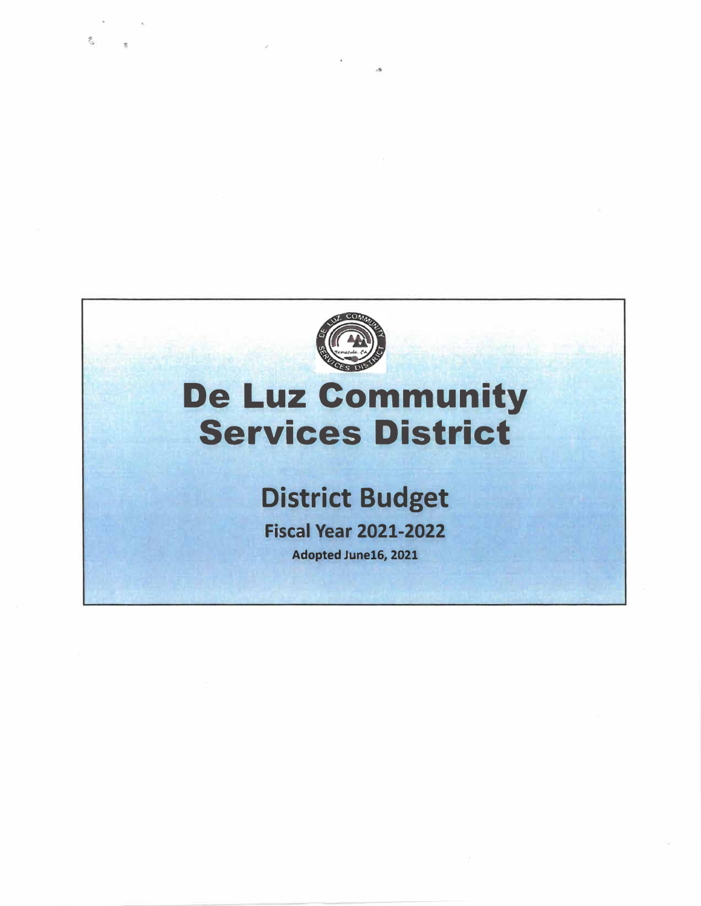# De Luz Community Services District

## District Budget

### Fiscal Year 2021-2022

**Adopted June16, 2021**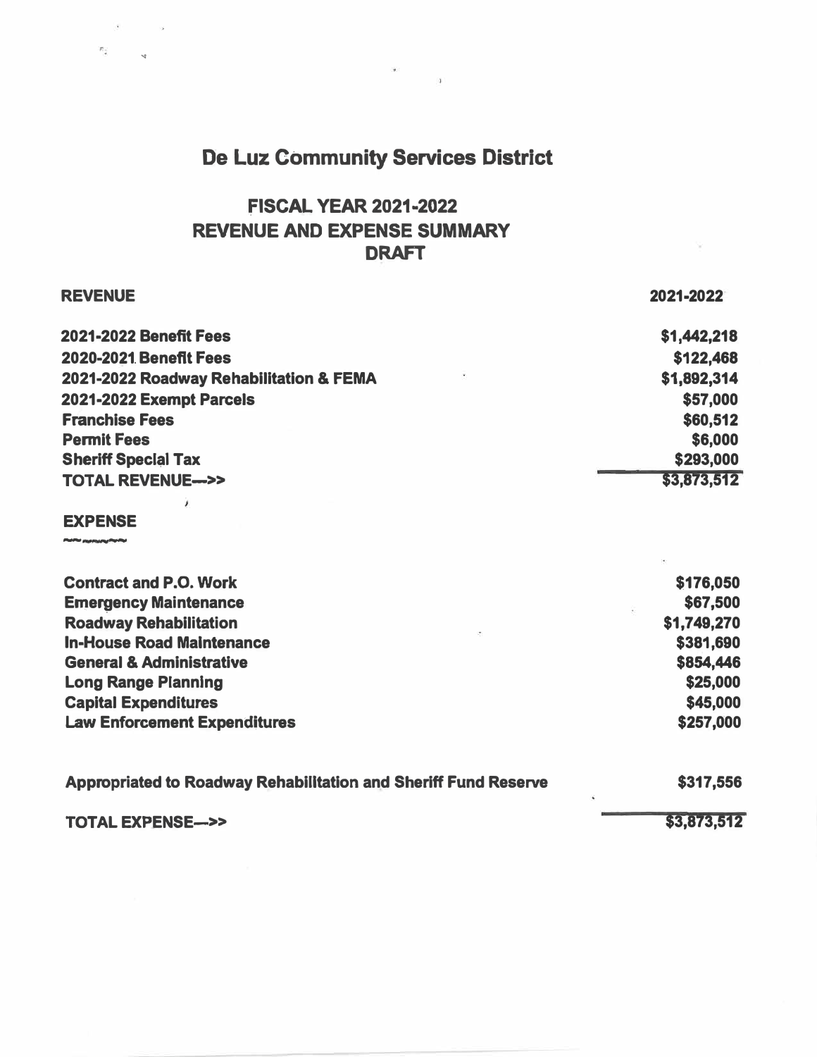# De Luz Community Services District

## FISCAL YEAR 2021-2022
## REVENUE AND EXPENSE SUMMARY
## DRAFT

| **REVENUE** | **2021-2022** |
|---|---|
| **2021-2022 Benefit Fees** | **$1,442,218** |
| **2020-2021 Benefit Fees** | **$122,468** |
| **2021-2022 Roadway Rehabilitation & FEMA** | **$1,892,314** |
| **2021-2022 Exempt Parcels** | **$57,000** |
| **Franchise Fees** | **$60,512** |
| **Permit Fees** | **$6,000** |
| **Sheriff Special Tax** | **$293,000** |
| **TOTAL REVENUE--->>** | **$3,873,512** |

| **EXPENSE** | |
|---|---|
| **Contract and P.O. Work** | **$176,050** |
| **Emergency Maintenance** | **$67,500** |
| **Roadway Rehabilitation** | **$1,749,270** |
| **In-House Road Maintenance** | **$381,690** |
| **General & Administrative** | **$854,446** |
| **Long Range Planning** | **$25,000** |
| **Capital Expenditures** | **$45,000** |
| **Law Enforcement Expenditures** | **$257,000** |
| | |
| **Appropriated to Roadway Rehabilitation and Sheriff Fund Reserve** | **$317,556** |
| | |
| **TOTAL EXPENSE--->>** | **$3,873,512** |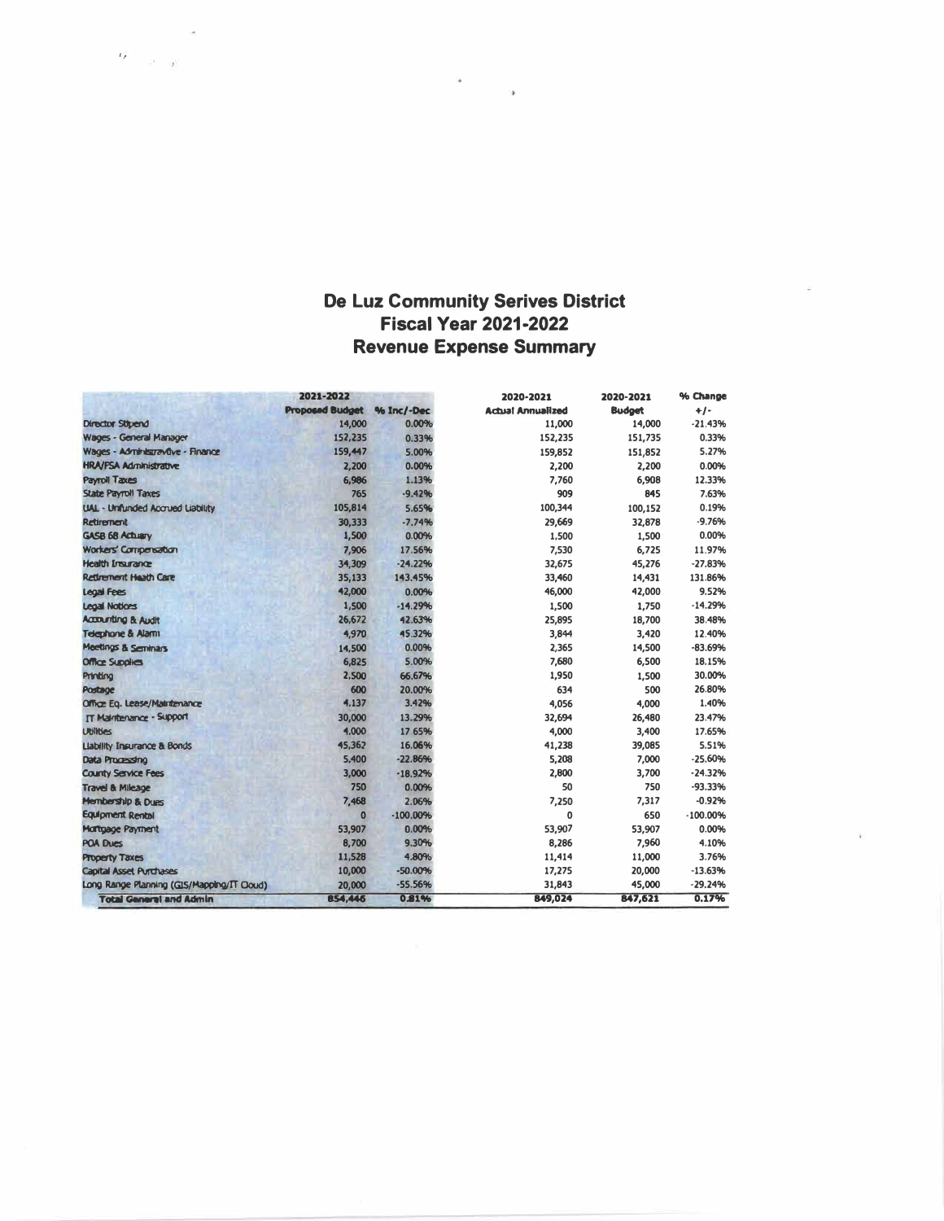# De Luz Community Serives District
# Fiscal Year 2021-2022
# Revenue Expense Summary

| | 2021-2022 Proposed Budget | % Inc/-Dec | 2020-2021 Actual Annualized | 2020-2021 Budget | % Change +/- |
|---|---|---|---|---|---|
| Director Stipend | 14,000 | 0.00% | 11,000 | 14,000 | -21.43% |
| Wages - General Manager | 152,235 | 0.33% | 152,235 | 151,735 | 0.33% |
| Wages - Administrative - Finance | 159,447 | 5.00% | 159,852 | 151,852 | 5.27% |
| HRA/FSA Administrative | 2,200 | 0.00% | 2,200 | 2,200 | 0.00% |
| Payroll Taxes | 6,986 | 1.13% | 7,760 | 6,908 | 12.33% |
| State Payroll Taxes | 765 | -9.42% | 909 | 845 | 7.63% |
| UAL - Unfunded Accrued Liability | 105,814 | 5.65% | 100,344 | 100,152 | 0.19% |
| Retirement | 30,333 | -7.74% | 29,669 | 32,878 | -9.76% |
| GASB 68 Actuary | 1,500 | 0.00% | 1,500 | 1,500 | 0.00% |
| Workers' Compensation | 7,906 | 17.56% | 7,530 | 6,725 | 11.97% |
| Health Insurance | 34,309 | -24.22% | 32,675 | 45,276 | -27.83% |
| Retirement Heath Care | 35,133 | 143.45% | 33,460 | 14,431 | 131.86% |
| Legal Fees | 42,000 | 0.00% | 46,000 | 42,000 | 9.52% |
| Legal Notices | 1,500 | -14.29% | 1,500 | 1,750 | -14.29% |
| Accounting & Audit | 26,672 | 42.63% | 25,895 | 18,700 | 38.48% |
| Telephone & Alarm | 4,970 | 45.32% | 3,844 | 3,420 | 12.40% |
| Meetings & Seminars | 14,500 | 0.00% | 2,365 | 14,500 | -83.69% |
| Office Supplies | 6,825 | 5.00% | 7,680 | 6,500 | 18.15% |
| Printing | 2,500 | 66.67% | 1,950 | 1,500 | 30.00% |
| Postage | 600 | 20.00% | 634 | 500 | 26.80% |
| Office Eq. Lease/Maintenance | 4,137 | 3.42% | 4,056 | 4,000 | 1.40% |
| IT Maintenance - Support | 30,000 | 13.29% | 32,694 | 26,480 | 23.47% |
| Utilities | 4,000 | 17.65% | 4,000 | 3,400 | 17.65% |
| Liability Insurance & Bonds | 45,362 | 16.06% | 41,238 | 39,085 | 5.51% |
| Data Processing | 5,400 | -22.86% | 5,208 | 7,000 | -25.60% |
| County Service Fees | 3,000 | -18.92% | 2,800 | 3,700 | -24.32% |
| Travel & Mileage | 750 | 0.00% | 50 | 750 | -93.33% |
| Membership & Dues | 7,468 | 2.06% | 7,250 | 7,317 | -0.92% |
| Equipment Rental | 0 | -100.00% | 0 | 650 | -100.00% |
| Mortgage Payment | 53,907 | 0.00% | 53,907 | 53,907 | 0.00% |
| POA Dues | 8,700 | 9.30% | 8,286 | 7,960 | 4.10% |
| Property Taxes | 11,528 | 4.80% | 11,414 | 11,000 | 3.76% |
| Capital Asset Purchases | 10,000 | -50.00% | 17,275 | 20,000 | -13.63% |
| Long Range Planning (GIS/Mapping/IT Cloud) | 20,000 | -55.56% | 31,843 | 45,000 | -29.24% |
| **Total General and Admin** | **854,446** | **0.81%** | **849,024** | **847,621** | **0.17%** |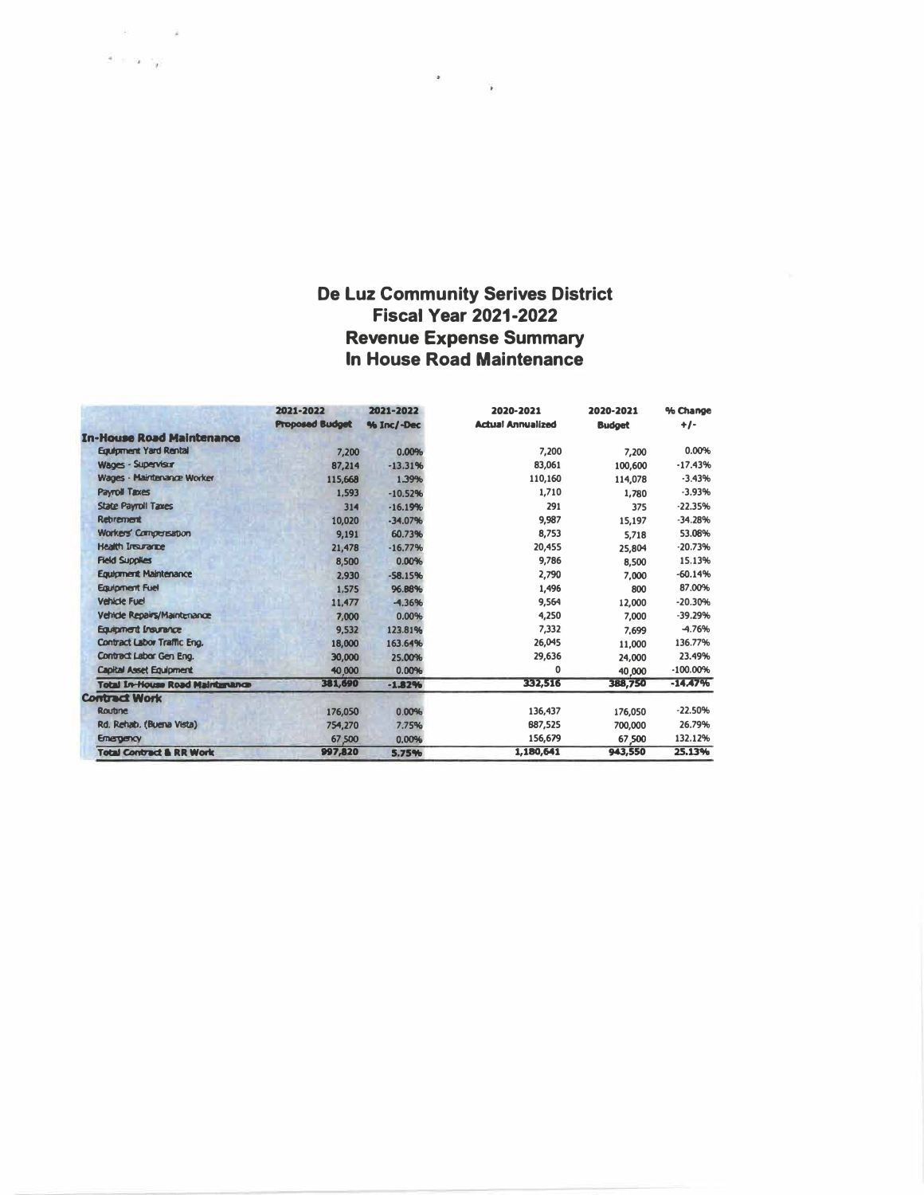# De Luz Community Serives District
## Fiscal Year 2021-2022
## Revenue Expense Summary
## In House Road Maintenance

| | 2021-2022 Proposed Budget | 2021-2022 % Inc/-Dec | 2020-2021 Actual Annualized | 2020-2021 Budget | % Change +/- |
|---|---|---|---|---|---|
| **In-House Road Maintenance** | | | | | |
| Equipment Yard Rental | 7,200 | 0.00% | 7,200 | 7,200 | 0.00% |
| Wages - Supervisor | 87,214 | -13.31% | 83,061 | 100,600 | -17.43% |
| Wages - Maintenance Worker | 115,668 | 1.39% | 110,160 | 114,078 | -3.43% |
| Payroll Taxes | 1,593 | -10.52% | 1,710 | 1,780 | -3.93% |
| State Payroll Taxes | 314 | -16.19% | 291 | 375 | -22.35% |
| Retirement | 10,020 | -34.07% | 9,987 | 15,197 | -34.28% |
| Workers' Compensation | 9,191 | 60.73% | 8,753 | 5,718 | 53.08% |
| Health Insurance | 21,478 | -16.77% | 20,455 | 25,804 | -20.73% |
| Field Supplies | 8,500 | 0.00% | 9,786 | 8,500 | 15.13% |
| Equipment Maintenance | 2,930 | -58.15% | 2,790 | 7,000 | -60.14% |
| Equipment Fuel | 1,575 | 96.88% | 1,496 | 800 | 87.00% |
| Vehicle Fuel | 11,477 | -4.36% | 9,564 | 12,000 | -20.30% |
| Vehicle Repairs/Maintenance | 7,000 | 0.00% | 4,250 | 7,000 | -39.29% |
| Equipment Insurance | 9,532 | 123.81% | 7,332 | 7,699 | -4.76% |
| Contract Labor Traffic Eng. | 18,000 | 163.64% | 26,045 | 11,000 | 136.77% |
| Contract Labor Gen Eng. | 30,000 | 25.00% | 29,636 | 24,000 | 23.49% |
| Capital Asset Equipment | 40,000 | 0.00% | 0 | 40,000 | -100.00% |
| **Total In-House Road Maintenance** | **381,690** | **-1.82%** | **332,516** | **388,750** | **-14.47%** |
| **Contract Work** | | | | | |
| Routine | 176,050 | 0.00% | 136,437 | 176,050 | -22.50% |
| Rd. Rehab. (Buena Vista) | 754,270 | 7.75% | 887,525 | 700,000 | 26.79% |
| Emergency | 67,500 | 0.00% | 156,679 | 67,500 | 132.12% |
| **Total Contract & RR Work** | **997,820** | **5.75%** | **1,180,641** | **943,550** | **25.13%** |